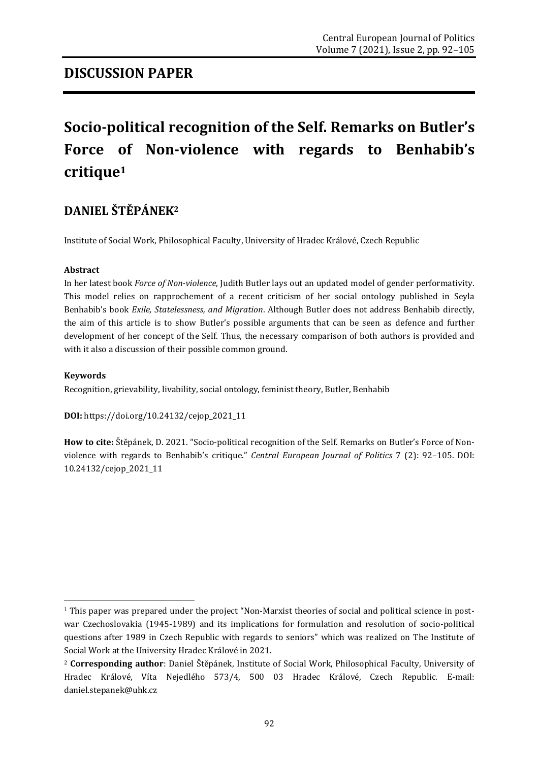## DISCUSSION PAPER

# Socio-political recognition of the Self. Remarks on Butler's Force of Non-violence with regards to Benhabib's critique[1]

## DANIEL ŠTĚPÁNEK[2]

Institute of Social Work, Philosophical Faculty, University of Hradec Králové, Czech Republic

**Abstract**

In her latest book *Force of Non-violence*, Judith Butler lays out an updated model of gender performativity. This model relies on rapprochement of a recent criticism of her social ontology published in Seyla Benhabib's book *Exile, Statelessness, and Migration*. Although Butler does not address Benhabib directly, the aim of this article is to show Butler's possible arguments that can be seen as defence and further development of her concept of the Self. Thus, the necessary comparison of both authors is provided and with it also a discussion of their possible common ground.

**Keywords**

Recognition, grievability, livability, social ontology, feminist theory, Butler, Benhabib

**DOI:** https://doi.org/10.24132/cejop_2021_11

**How to cite:** Štěpánek, D. 2021. "Socio-political recognition of the Self. Remarks on Butler's Force of Non-violence with regards to Benhabib's critique." *Central European Journal of Politics* 7 (2): 92–105. DOI: 10.24132/cejop_2021_11

---

[1] This paper was prepared under the project "Non-Marxist theories of social and political science in post-war Czechoslovakia (1945-1989) and its implications for formulation and resolution of socio-political questions after 1989 in Czech Republic with regards to seniors" which was realized on The Institute of Social Work at the University Hradec Králové in 2021.

[2] **Corresponding author**: Daniel Štěpánek, Institute of Social Work, Philosophical Faculty, University of Hradec Králové, Víta Nejedlého 573/4, 500 03 Hradec Králové, Czech Republic. E-mail: daniel.stepanek@uhk.cz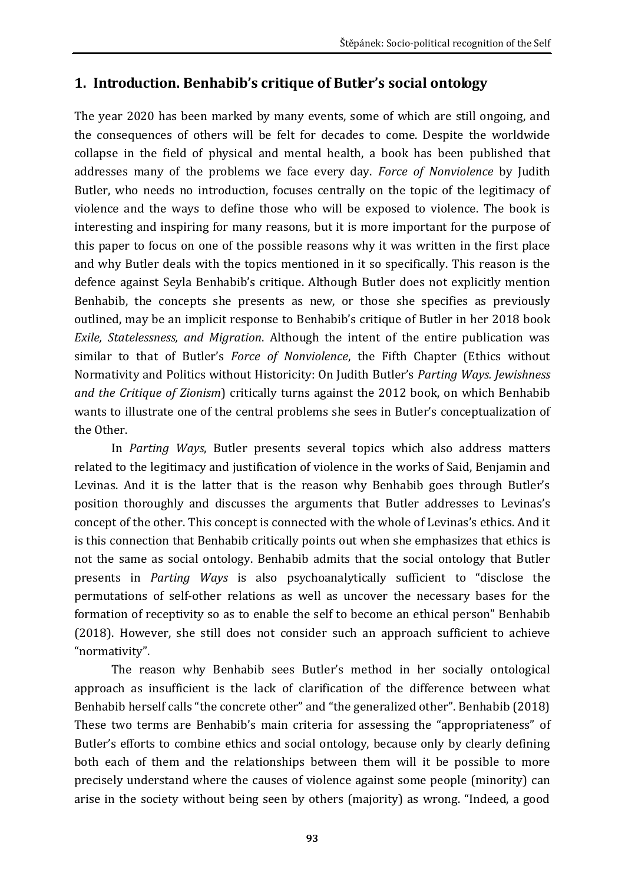## 1. Introduction. Benhabib's critique of Butler's social ontology

The year 2020 has been marked by many events, some of which are still ongoing, and the consequences of others will be felt for decades to come. Despite the worldwide collapse in the field of physical and mental health, a book has been published that addresses many of the problems we face every day. *Force of Nonviolence* by Judith Butler, who needs no introduction, focuses centrally on the topic of the legitimacy of violence and the ways to define those who will be exposed to violence. The book is interesting and inspiring for many reasons, but it is more important for the purpose of this paper to focus on one of the possible reasons why it was written in the first place and why Butler deals with the topics mentioned in it so specifically. This reason is the defence against Seyla Benhabib's critique. Although Butler does not explicitly mention Benhabib, the concepts she presents as new, or those she specifies as previously outlined, may be an implicit response to Benhabib's critique of Butler in her 2018 book *Exile, Statelessness, and Migration*. Although the intent of the entire publication was similar to that of Butler's *Force of Nonviolence*, the Fifth Chapter (Ethics without Normativity and Politics without Historicity: On Judith Butler's *Parting Ways. Jewishness and the Critique of Zionism*) critically turns against the 2012 book, on which Benhabib wants to illustrate one of the central problems she sees in Butler's conceptualization of the Other.

In *Parting Ways*, Butler presents several topics which also address matters related to the legitimacy and justification of violence in the works of Said, Benjamin and Levinas. And it is the latter that is the reason why Benhabib goes through Butler's position thoroughly and discusses the arguments that Butler addresses to Levinas's concept of the other. This concept is connected with the whole of Levinas's ethics. And it is this connection that Benhabib critically points out when she emphasizes that ethics is not the same as social ontology. Benhabib admits that the social ontology that Butler presents in *Parting Ways* is also psychoanalytically sufficient to "disclose the permutations of self-other relations as well as uncover the necessary bases for the formation of receptivity so as to enable the self to become an ethical person" Benhabib (2018). However, she still does not consider such an approach sufficient to achieve "normativity".

The reason why Benhabib sees Butler's method in her socially ontological approach as insufficient is the lack of clarification of the difference between what Benhabib herself calls "the concrete other" and "the generalized other". Benhabib (2018) These two terms are Benhabib's main criteria for assessing the "appropriateness" of Butler's efforts to combine ethics and social ontology, because only by clearly defining both each of them and the relationships between them will it be possible to more precisely understand where the causes of violence against some people (minority) can arise in the society without being seen by others (majority) as wrong. "Indeed, a good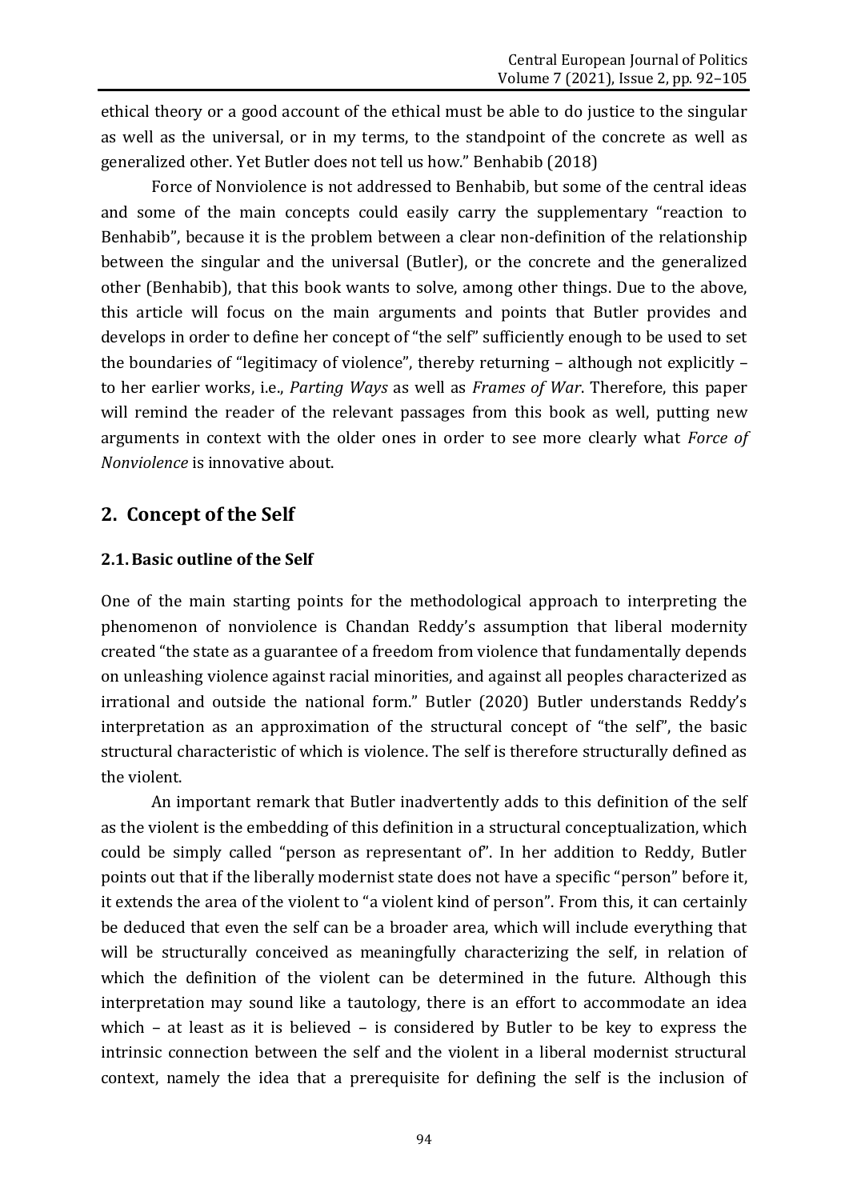ethical theory or a good account of the ethical must be able to do justice to the singular as well as the universal, or in my terms, to the standpoint of the concrete as well as generalized other. Yet Butler does not tell us how." Benhabib (2018)

Force of Nonviolence is not addressed to Benhabib, but some of the central ideas and some of the main concepts could easily carry the supplementary "reaction to Benhabib", because it is the problem between a clear non-definition of the relationship between the singular and the universal (Butler), or the concrete and the generalized other (Benhabib), that this book wants to solve, among other things. Due to the above, this article will focus on the main arguments and points that Butler provides and develops in order to define her concept of "the self" sufficiently enough to be used to set the boundaries of "legitimacy of violence", thereby returning – although not explicitly – to her earlier works, i.e., *Parting Ways* as well as *Frames of War*. Therefore, this paper will remind the reader of the relevant passages from this book as well, putting new arguments in context with the older ones in order to see more clearly what *Force of Nonviolence* is innovative about.

## 2. Concept of the Self

### 2.1. Basic outline of the Self

One of the main starting points for the methodological approach to interpreting the phenomenon of nonviolence is Chandan Reddy's assumption that liberal modernity created "the state as a guarantee of a freedom from violence that fundamentally depends on unleashing violence against racial minorities, and against all peoples characterized as irrational and outside the national form." Butler (2020) Butler understands Reddy's interpretation as an approximation of the structural concept of "the self", the basic structural characteristic of which is violence. The self is therefore structurally defined as the violent.

An important remark that Butler inadvertently adds to this definition of the self as the violent is the embedding of this definition in a structural conceptualization, which could be simply called "person as representant of". In her addition to Reddy, Butler points out that if the liberally modernist state does not have a specific "person" before it, it extends the area of the violent to "a violent kind of person". From this, it can certainly be deduced that even the self can be a broader area, which will include everything that will be structurally conceived as meaningfully characterizing the self, in relation of which the definition of the violent can be determined in the future. Although this interpretation may sound like a tautology, there is an effort to accommodate an idea which – at least as it is believed – is considered by Butler to be key to express the intrinsic connection between the self and the violent in a liberal modernist structural context, namely the idea that a prerequisite for defining the self is the inclusion of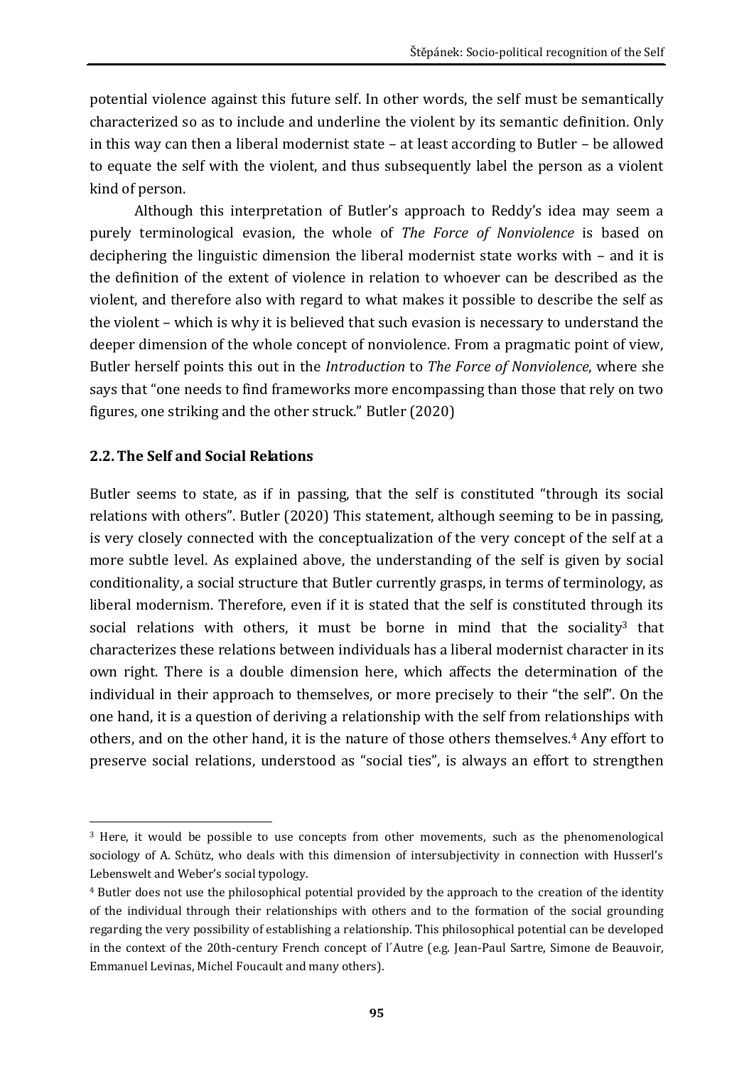potential violence against this future self. In other words, the self must be semantically characterized so as to include and underline the violent by its semantic definition. Only in this way can then a liberal modernist state – at least according to Butler – be allowed to equate the self with the violent, and thus subsequently label the person as a violent kind of person.

Although this interpretation of Butler's approach to Reddy's idea may seem a purely terminological evasion, the whole of *The Force of Nonviolence* is based on deciphering the linguistic dimension the liberal modernist state works with – and it is the definition of the extent of violence in relation to whoever can be described as the violent, and therefore also with regard to what makes it possible to describe the self as the violent – which is why it is believed that such evasion is necessary to understand the deeper dimension of the whole concept of nonviolence. From a pragmatic point of view, Butler herself points this out in the *Introduction* to *The Force of Nonviolence*, where she says that "one needs to find frameworks more encompassing than those that rely on two figures, one striking and the other struck." Butler (2020)

## 2.2. The Self and Social Relations

Butler seems to state, as if in passing, that the self is constituted "through its social relations with others". Butler (2020) This statement, although seeming to be in passing, is very closely connected with the conceptualization of the very concept of the self at a more subtle level. As explained above, the understanding of the self is given by social conditionality, a social structure that Butler currently grasps, in terms of terminology, as liberal modernism. Therefore, even if it is stated that the self is constituted through its social relations with others, it must be borne in mind that the sociality[3] that characterizes these relations between individuals has a liberal modernist character in its own right. There is a double dimension here, which affects the determination of the individual in their approach to themselves, or more precisely to their "the self". On the one hand, it is a question of deriving a relationship with the self from relationships with others, and on the other hand, it is the nature of those others themselves.[4] Any effort to preserve social relations, understood as "social ties", is always an effort to strengthen

[3] Here, it would be possible to use concepts from other movements, such as the phenomenological sociology of A. Schütz, who deals with this dimension of intersubjectivity in connection with Husserl's Lebenswelt and Weber's social typology.

[4] Butler does not use the philosophical potential provided by the approach to the creation of the identity of the individual through their relationships with others and to the formation of the social grounding regarding the very possibility of establishing a relationship. This philosophical potential can be developed in the context of the 20th-century French concept of l´Autre (e.g. Jean-Paul Sartre, Simone de Beauvoir, Emmanuel Levinas, Michel Foucault and many others).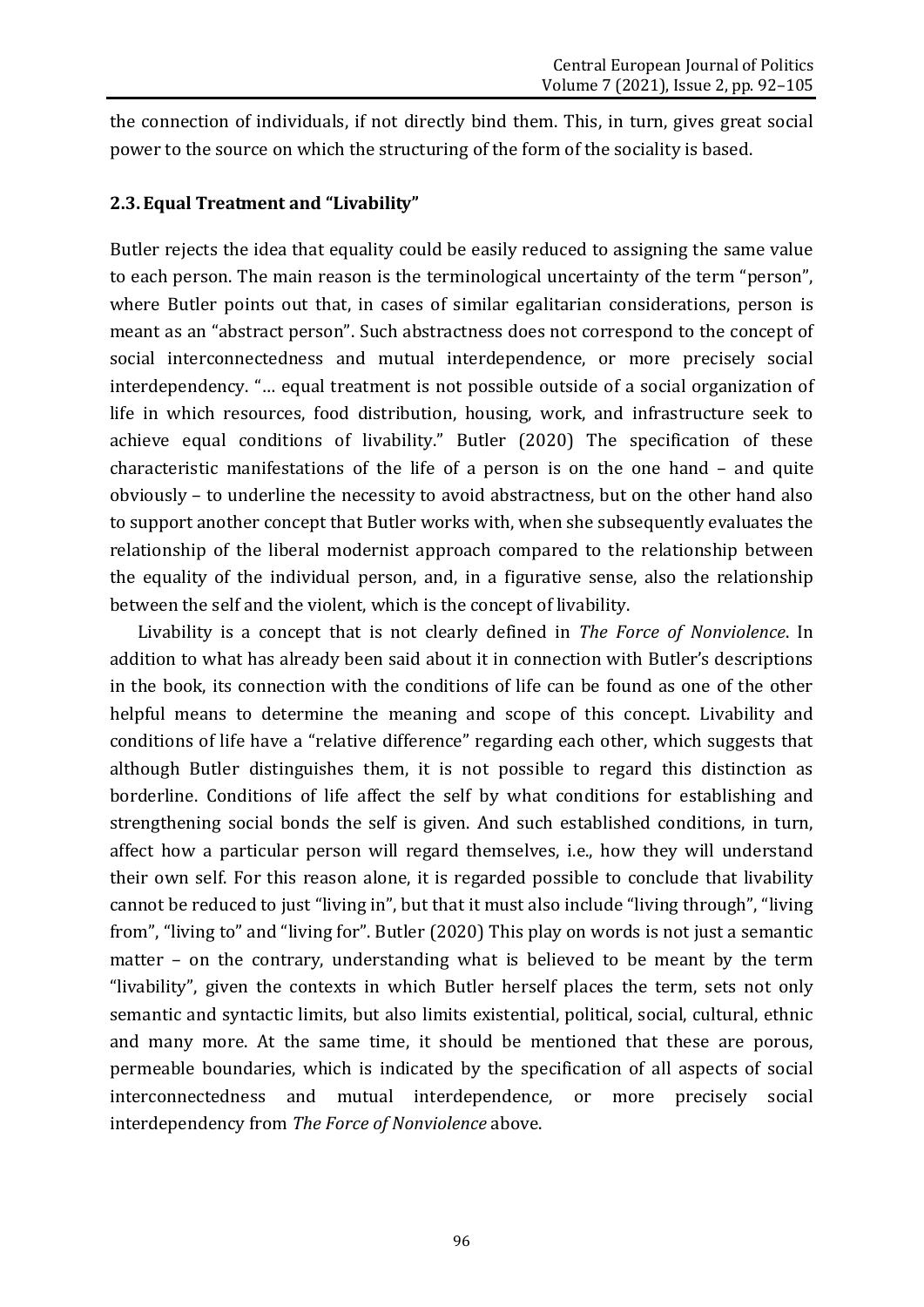the connection of individuals, if not directly bind them. This, in turn, gives great social power to the source on which the structuring of the form of the sociality is based.

### 2.3. Equal Treatment and "Livability"

Butler rejects the idea that equality could be easily reduced to assigning the same value to each person. The main reason is the terminological uncertainty of the term "person", where Butler points out that, in cases of similar egalitarian considerations, person is meant as an "abstract person". Such abstractness does not correspond to the concept of social interconnectedness and mutual interdependence, or more precisely social interdependency. "… equal treatment is not possible outside of a social organization of life in which resources, food distribution, housing, work, and infrastructure seek to achieve equal conditions of livability." Butler (2020) The specification of these characteristic manifestations of the life of a person is on the one hand – and quite obviously – to underline the necessity to avoid abstractness, but on the other hand also to support another concept that Butler works with, when she subsequently evaluates the relationship of the liberal modernist approach compared to the relationship between the equality of the individual person, and, in a figurative sense, also the relationship between the self and the violent, which is the concept of livability.

Livability is a concept that is not clearly defined in *The Force of Nonviolence*. In addition to what has already been said about it in connection with Butler's descriptions in the book, its connection with the conditions of life can be found as one of the other helpful means to determine the meaning and scope of this concept. Livability and conditions of life have a "relative difference" regarding each other, which suggests that although Butler distinguishes them, it is not possible to regard this distinction as borderline. Conditions of life affect the self by what conditions for establishing and strengthening social bonds the self is given. And such established conditions, in turn, affect how a particular person will regard themselves, i.e., how they will understand their own self. For this reason alone, it is regarded possible to conclude that livability cannot be reduced to just "living in", but that it must also include "living through", "living from", "living to" and "living for". Butler (2020) This play on words is not just a semantic matter – on the contrary, understanding what is believed to be meant by the term "livability", given the contexts in which Butler herself places the term, sets not only semantic and syntactic limits, but also limits existential, political, social, cultural, ethnic and many more. At the same time, it should be mentioned that these are porous, permeable boundaries, which is indicated by the specification of all aspects of social interconnectedness and mutual interdependence, or more precisely social interdependency from *The Force of Nonviolence* above.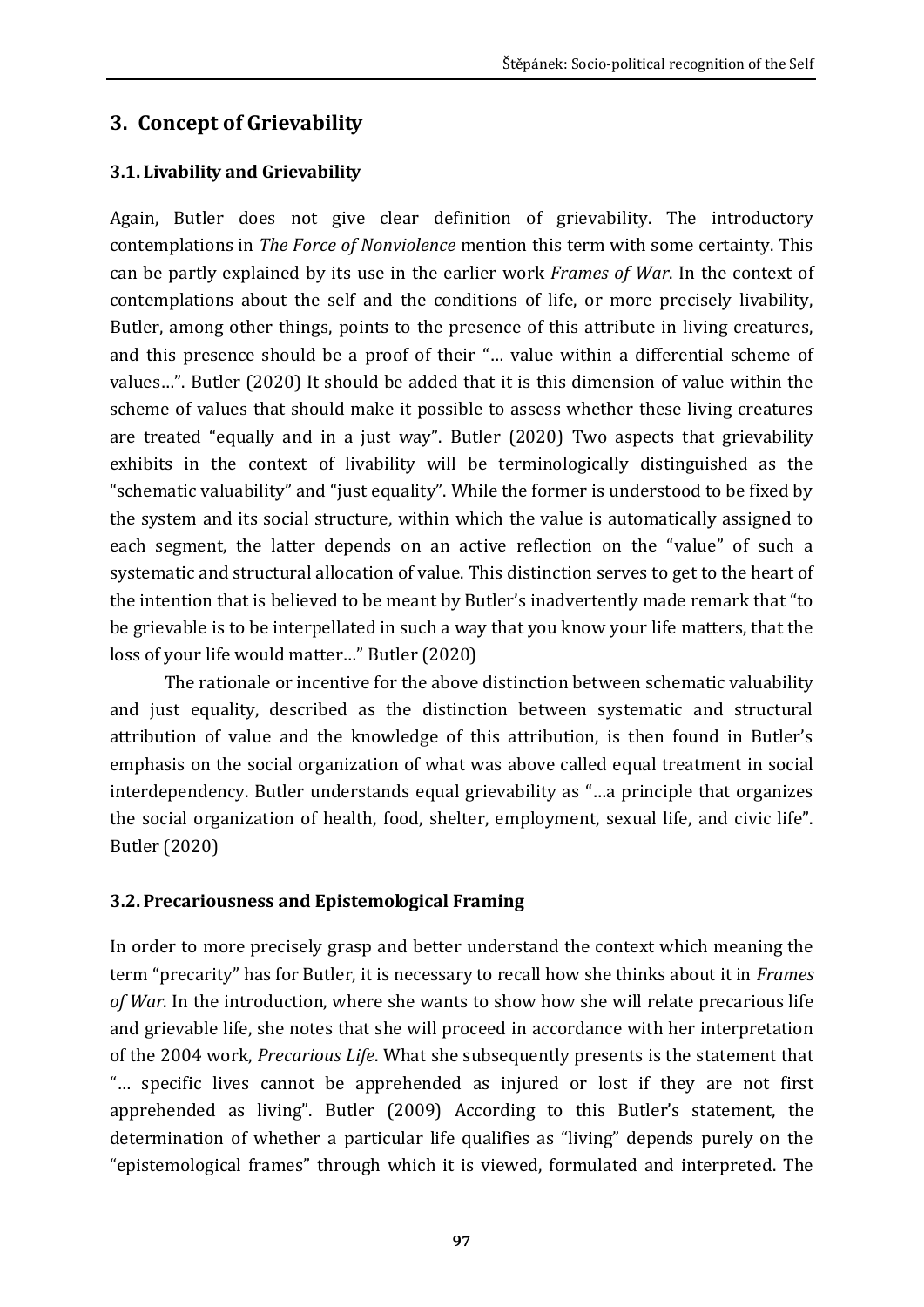## 3. Concept of Grievability

### 3.1. Livability and Grievability

Again, Butler does not give clear definition of grievability. The introductory contemplations in *The Force of Nonviolence* mention this term with some certainty. This can be partly explained by its use in the earlier work *Frames of War*. In the context of contemplations about the self and the conditions of life, or more precisely livability, Butler, among other things, points to the presence of this attribute in living creatures, and this presence should be a proof of their "… value within a differential scheme of values…". Butler (2020) It should be added that it is this dimension of value within the scheme of values that should make it possible to assess whether these living creatures are treated "equally and in a just way". Butler (2020) Two aspects that grievability exhibits in the context of livability will be terminologically distinguished as the "schematic valuability" and "just equality". While the former is understood to be fixed by the system and its social structure, within which the value is automatically assigned to each segment, the latter depends on an active reflection on the "value" of such a systematic and structural allocation of value. This distinction serves to get to the heart of the intention that is believed to be meant by Butler's inadvertently made remark that "to be grievable is to be interpellated in such a way that you know your life matters, that the loss of your life would matter…" Butler (2020)

The rationale or incentive for the above distinction between schematic valuability and just equality, described as the distinction between systematic and structural attribution of value and the knowledge of this attribution, is then found in Butler's emphasis on the social organization of what was above called equal treatment in social interdependency. Butler understands equal grievability as "…a principle that organizes the social organization of health, food, shelter, employment, sexual life, and civic life". Butler (2020)

### 3.2. Precariousness and Epistemological Framing

In order to more precisely grasp and better understand the context which meaning the term "precarity" has for Butler, it is necessary to recall how she thinks about it in *Frames of War*. In the introduction, where she wants to show how she will relate precarious life and grievable life, she notes that she will proceed in accordance with her interpretation of the 2004 work, *Precarious Life*. What she subsequently presents is the statement that "… specific lives cannot be apprehended as injured or lost if they are not first apprehended as living". Butler (2009) According to this Butler's statement, the determination of whether a particular life qualifies as "living" depends purely on the "epistemological frames" through which it is viewed, formulated and interpreted. The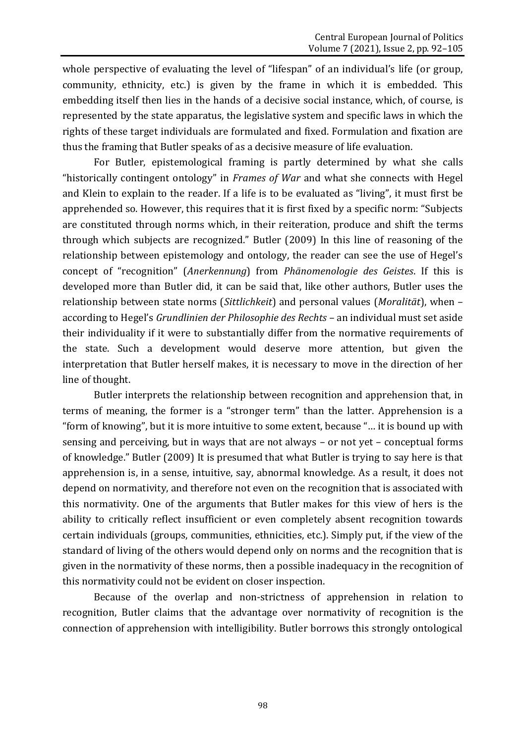whole perspective of evaluating the level of "lifespan" of an individual's life (or group, community, ethnicity, etc.) is given by the frame in which it is embedded. This embedding itself then lies in the hands of a decisive social instance, which, of course, is represented by the state apparatus, the legislative system and specific laws in which the rights of these target individuals are formulated and fixed. Formulation and fixation are thus the framing that Butler speaks of as a decisive measure of life evaluation.

For Butler, epistemological framing is partly determined by what she calls "historically contingent ontology" in *Frames of War* and what she connects with Hegel and Klein to explain to the reader. If a life is to be evaluated as "living", it must first be apprehended so. However, this requires that it is first fixed by a specific norm: "Subjects are constituted through norms which, in their reiteration, produce and shift the terms through which subjects are recognized." Butler (2009) In this line of reasoning of the relationship between epistemology and ontology, the reader can see the use of Hegel's concept of "recognition" (*Anerkennung*) from *Phänomenologie des Geistes*. If this is developed more than Butler did, it can be said that, like other authors, Butler uses the relationship between state norms (*Sittlichkeit*) and personal values (*Moralität*), when – according to Hegel's *Grundlinien der Philosophie des Rechts* – an individual must set aside their individuality if it were to substantially differ from the normative requirements of the state. Such a development would deserve more attention, but given the interpretation that Butler herself makes, it is necessary to move in the direction of her line of thought.

Butler interprets the relationship between recognition and apprehension that, in terms of meaning, the former is a "stronger term" than the latter. Apprehension is a "form of knowing", but it is more intuitive to some extent, because "… it is bound up with sensing and perceiving, but in ways that are not always – or not yet – conceptual forms of knowledge." Butler (2009) It is presumed that what Butler is trying to say here is that apprehension is, in a sense, intuitive, say, abnormal knowledge. As a result, it does not depend on normativity, and therefore not even on the recognition that is associated with this normativity. One of the arguments that Butler makes for this view of hers is the ability to critically reflect insufficient or even completely absent recognition towards certain individuals (groups, communities, ethnicities, etc.). Simply put, if the view of the standard of living of the others would depend only on norms and the recognition that is given in the normativity of these norms, then a possible inadequacy in the recognition of this normativity could not be evident on closer inspection.

Because of the overlap and non-strictness of apprehension in relation to recognition, Butler claims that the advantage over normativity of recognition is the connection of apprehension with intelligibility. Butler borrows this strongly ontological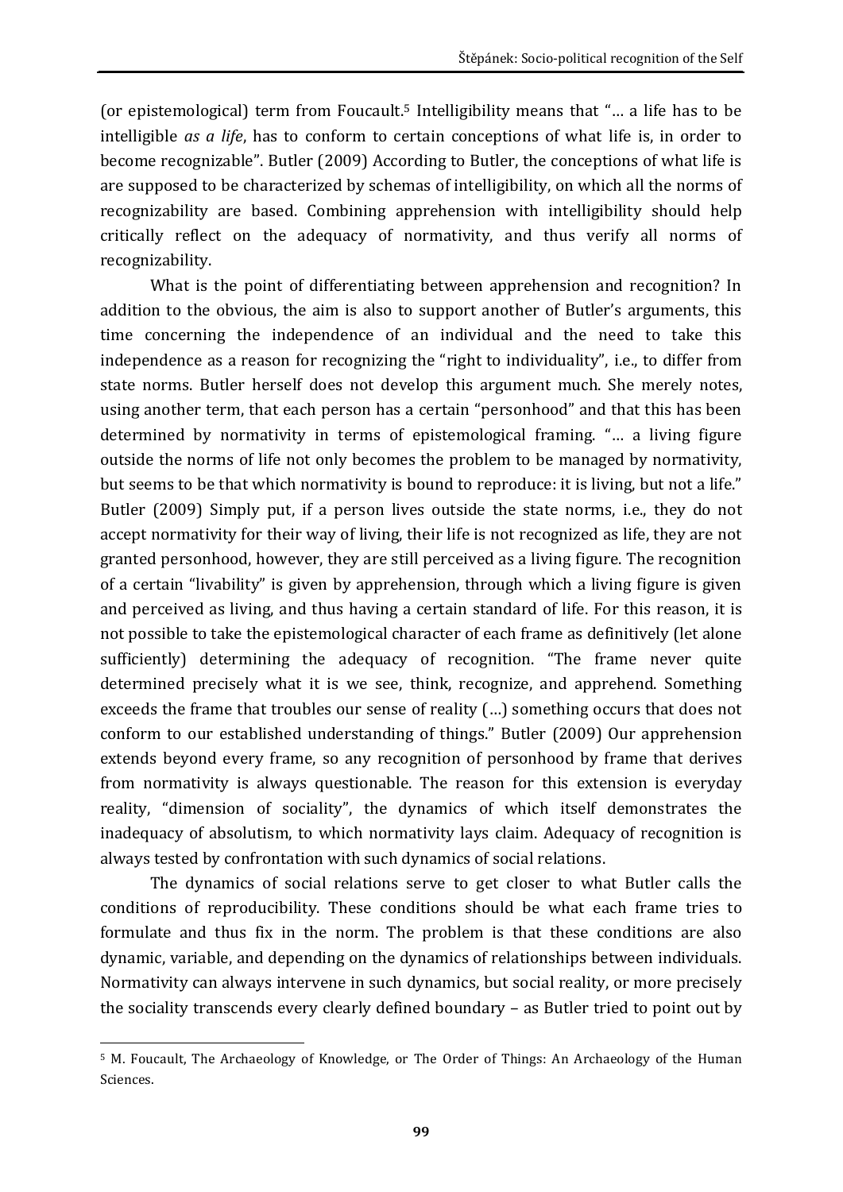(or epistemological) term from Foucault.[5] Intelligibility means that "… a life has to be intelligible *as a life*, has to conform to certain conceptions of what life is, in order to become recognizable". Butler (2009) According to Butler, the conceptions of what life is are supposed to be characterized by schemas of intelligibility, on which all the norms of recognizability are based. Combining apprehension with intelligibility should help critically reflect on the adequacy of normativity, and thus verify all norms of recognizability.

What is the point of differentiating between apprehension and recognition? In addition to the obvious, the aim is also to support another of Butler's arguments, this time concerning the independence of an individual and the need to take this independence as a reason for recognizing the "right to individuality", i.e., to differ from state norms. Butler herself does not develop this argument much. She merely notes, using another term, that each person has a certain "personhood" and that this has been determined by normativity in terms of epistemological framing. "… a living figure outside the norms of life not only becomes the problem to be managed by normativity, but seems to be that which normativity is bound to reproduce: it is living, but not a life." Butler (2009) Simply put, if a person lives outside the state norms, i.e., they do not accept normativity for their way of living, their life is not recognized as life, they are not granted personhood, however, they are still perceived as a living figure. The recognition of a certain "livability" is given by apprehension, through which a living figure is given and perceived as living, and thus having a certain standard of life. For this reason, it is not possible to take the epistemological character of each frame as definitively (let alone sufficiently) determining the adequacy of recognition. "The frame never quite determined precisely what it is we see, think, recognize, and apprehend. Something exceeds the frame that troubles our sense of reality (…) something occurs that does not conform to our established understanding of things." Butler (2009) Our apprehension extends beyond every frame, so any recognition of personhood by frame that derives from normativity is always questionable. The reason for this extension is everyday reality, "dimension of sociality", the dynamics of which itself demonstrates the inadequacy of absolutism, to which normativity lays claim. Adequacy of recognition is always tested by confrontation with such dynamics of social relations.

The dynamics of social relations serve to get closer to what Butler calls the conditions of reproducibility. These conditions should be what each frame tries to formulate and thus fix in the norm. The problem is that these conditions are also dynamic, variable, and depending on the dynamics of relationships between individuals. Normativity can always intervene in such dynamics, but social reality, or more precisely the sociality transcends every clearly defined boundary – as Butler tried to point out by

[5] M. Foucault, The Archaeology of Knowledge, or The Order of Things: An Archaeology of the Human Sciences.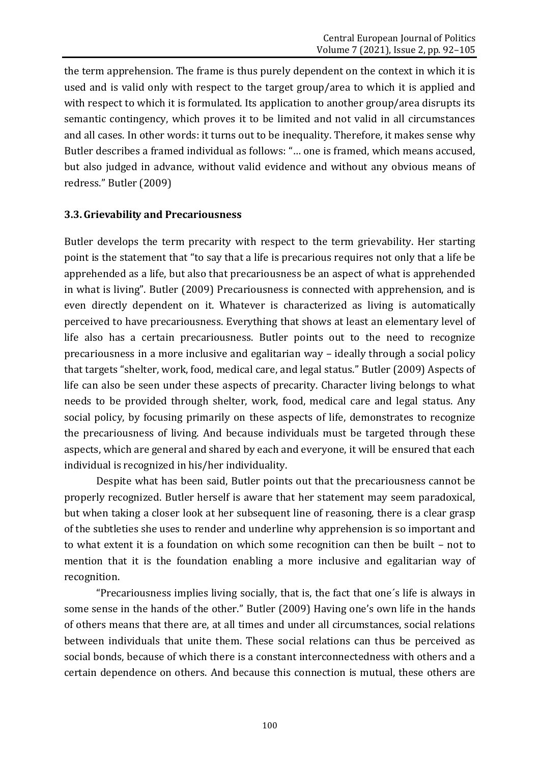the term apprehension. The frame is thus purely dependent on the context in which it is used and is valid only with respect to the target group/area to which it is applied and with respect to which it is formulated. Its application to another group/area disrupts its semantic contingency, which proves it to be limited and not valid in all circumstances and all cases. In other words: it turns out to be inequality. Therefore, it makes sense why Butler describes a framed individual as follows: "… one is framed, which means accused, but also judged in advance, without valid evidence and without any obvious means of redress." Butler (2009)

### 3.3. Grievability and Precariousness

Butler develops the term precarity with respect to the term grievability. Her starting point is the statement that "to say that a life is precarious requires not only that a life be apprehended as a life, but also that precariousness be an aspect of what is apprehended in what is living". Butler (2009) Precariousness is connected with apprehension, and is even directly dependent on it. Whatever is characterized as living is automatically perceived to have precariousness. Everything that shows at least an elementary level of life also has a certain precariousness. Butler points out to the need to recognize precariousness in a more inclusive and egalitarian way – ideally through a social policy that targets "shelter, work, food, medical care, and legal status." Butler (2009) Aspects of life can also be seen under these aspects of precarity. Character living belongs to what needs to be provided through shelter, work, food, medical care and legal status. Any social policy, by focusing primarily on these aspects of life, demonstrates to recognize the precariousness of living. And because individuals must be targeted through these aspects, which are general and shared by each and everyone, it will be ensured that each individual is recognized in his/her individuality.

Despite what has been said, Butler points out that the precariousness cannot be properly recognized. Butler herself is aware that her statement may seem paradoxical, but when taking a closer look at her subsequent line of reasoning, there is a clear grasp of the subtleties she uses to render and underline why apprehension is so important and to what extent it is a foundation on which some recognition can then be built – not to mention that it is the foundation enabling a more inclusive and egalitarian way of recognition.

"Precariousness implies living socially, that is, the fact that one´s life is always in some sense in the hands of the other." Butler (2009) Having one's own life in the hands of others means that there are, at all times and under all circumstances, social relations between individuals that unite them. These social relations can thus be perceived as social bonds, because of which there is a constant interconnectedness with others and a certain dependence on others. And because this connection is mutual, these others are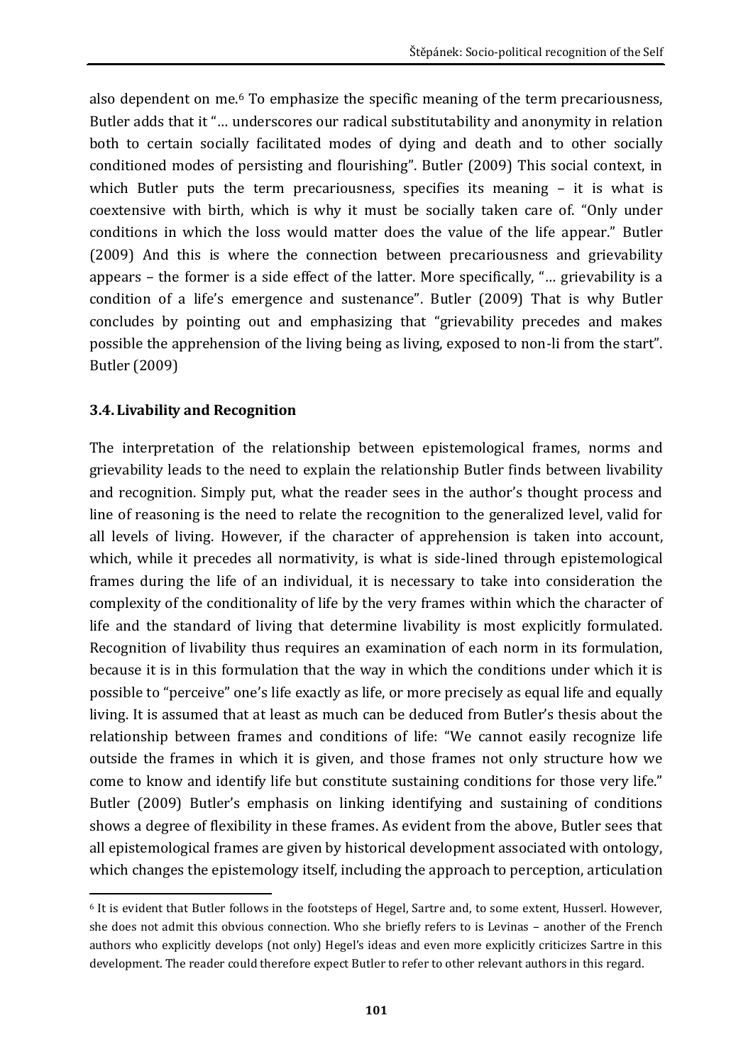also dependent on me.[6] To emphasize the specific meaning of the term precariousness, Butler adds that it "… underscores our radical substitutability and anonymity in relation both to certain socially facilitated modes of dying and death and to other socially conditioned modes of persisting and flourishing". Butler (2009) This social context, in which Butler puts the term precariousness, specifies its meaning – it is what is coextensive with birth, which is why it must be socially taken care of. "Only under conditions in which the loss would matter does the value of the life appear." Butler (2009) And this is where the connection between precariousness and grievability appears – the former is a side effect of the latter. More specifically, "… grievability is a condition of a life's emergence and sustenance". Butler (2009) That is why Butler concludes by pointing out and emphasizing that "grievability precedes and makes possible the apprehension of the living being as living, exposed to non-li from the start". Butler (2009)

### 3.4. Livability and Recognition

The interpretation of the relationship between epistemological frames, norms and grievability leads to the need to explain the relationship Butler finds between livability and recognition. Simply put, what the reader sees in the author's thought process and line of reasoning is the need to relate the recognition to the generalized level, valid for all levels of living. However, if the character of apprehension is taken into account, which, while it precedes all normativity, is what is side-lined through epistemological frames during the life of an individual, it is necessary to take into consideration the complexity of the conditionality of life by the very frames within which the character of life and the standard of living that determine livability is most explicitly formulated. Recognition of livability thus requires an examination of each norm in its formulation, because it is in this formulation that the way in which the conditions under which it is possible to "perceive" one's life exactly as life, or more precisely as equal life and equally living. It is assumed that at least as much can be deduced from Butler's thesis about the relationship between frames and conditions of life: "We cannot easily recognize life outside the frames in which it is given, and those frames not only structure how we come to know and identify life but constitute sustaining conditions for those very life." Butler (2009) Butler's emphasis on linking identifying and sustaining of conditions shows a degree of flexibility in these frames. As evident from the above, Butler sees that all epistemological frames are given by historical development associated with ontology, which changes the epistemology itself, including the approach to perception, articulation

---

[6] It is evident that Butler follows in the footsteps of Hegel, Sartre and, to some extent, Husserl. However, she does not admit this obvious connection. Who she briefly refers to is Levinas – another of the French authors who explicitly develops (not only) Hegel's ideas and even more explicitly criticizes Sartre in this development. The reader could therefore expect Butler to refer to other relevant authors in this regard.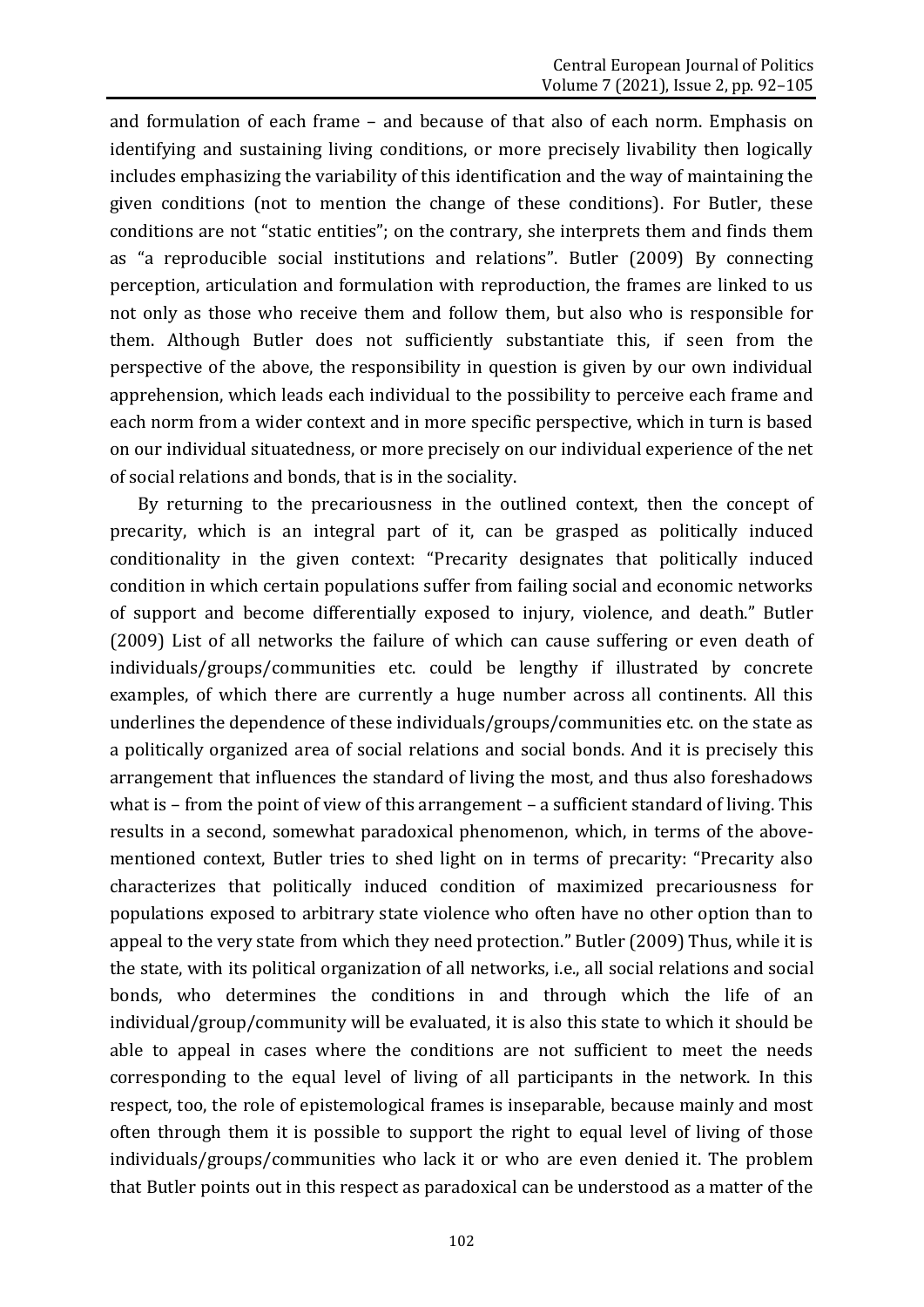and formulation of each frame – and because of that also of each norm. Emphasis on identifying and sustaining living conditions, or more precisely livability then logically includes emphasizing the variability of this identification and the way of maintaining the given conditions (not to mention the change of these conditions). For Butler, these conditions are not "static entities"; on the contrary, she interprets them and finds them as "a reproducible social institutions and relations". Butler (2009) By connecting perception, articulation and formulation with reproduction, the frames are linked to us not only as those who receive them and follow them, but also who is responsible for them. Although Butler does not sufficiently substantiate this, if seen from the perspective of the above, the responsibility in question is given by our own individual apprehension, which leads each individual to the possibility to perceive each frame and each norm from a wider context and in more specific perspective, which in turn is based on our individual situatedness, or more precisely on our individual experience of the net of social relations and bonds, that is in the sociality.

By returning to the precariousness in the outlined context, then the concept of precarity, which is an integral part of it, can be grasped as politically induced conditionality in the given context: "Precarity designates that politically induced condition in which certain populations suffer from failing social and economic networks of support and become differentially exposed to injury, violence, and death." Butler (2009) List of all networks the failure of which can cause suffering or even death of individuals/groups/communities etc. could be lengthy if illustrated by concrete examples, of which there are currently a huge number across all continents. All this underlines the dependence of these individuals/groups/communities etc. on the state as a politically organized area of social relations and social bonds. And it is precisely this arrangement that influences the standard of living the most, and thus also foreshadows what is – from the point of view of this arrangement – a sufficient standard of living. This results in a second, somewhat paradoxical phenomenon, which, in terms of the above-mentioned context, Butler tries to shed light on in terms of precarity: "Precarity also characterizes that politically induced condition of maximized precariousness for populations exposed to arbitrary state violence who often have no other option than to appeal to the very state from which they need protection." Butler (2009) Thus, while it is the state, with its political organization of all networks, i.e., all social relations and social bonds, who determines the conditions in and through which the life of an individual/group/community will be evaluated, it is also this state to which it should be able to appeal in cases where the conditions are not sufficient to meet the needs corresponding to the equal level of living of all participants in the network. In this respect, too, the role of epistemological frames is inseparable, because mainly and most often through them it is possible to support the right to equal level of living of those individuals/groups/communities who lack it or who are even denied it. The problem that Butler points out in this respect as paradoxical can be understood as a matter of the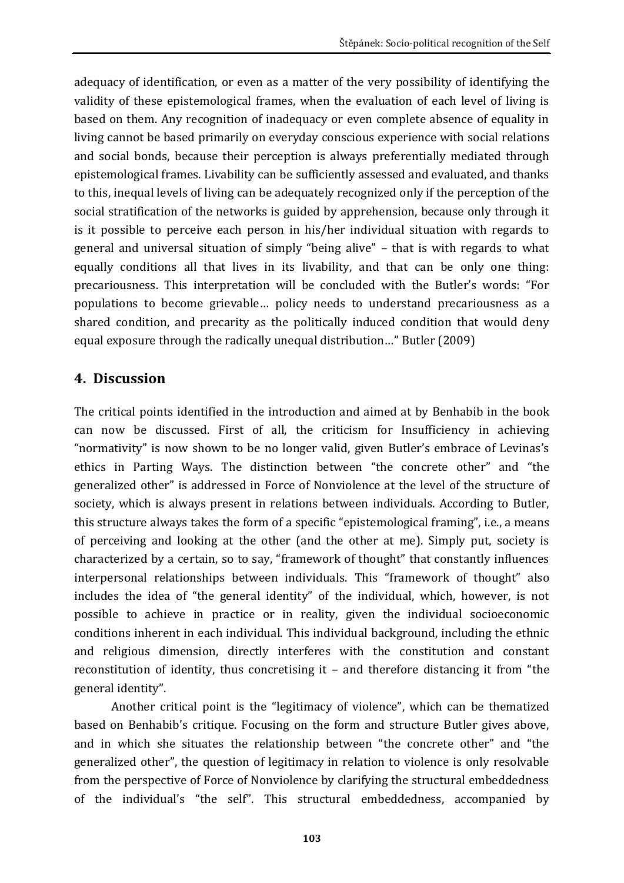adequacy of identification, or even as a matter of the very possibility of identifying the validity of these epistemological frames, when the evaluation of each level of living is based on them. Any recognition of inadequacy or even complete absence of equality in living cannot be based primarily on everyday conscious experience with social relations and social bonds, because their perception is always preferentially mediated through epistemological frames. Livability can be sufficiently assessed and evaluated, and thanks to this, inequal levels of living can be adequately recognized only if the perception of the social stratification of the networks is guided by apprehension, because only through it is it possible to perceive each person in his/her individual situation with regards to general and universal situation of simply "being alive" – that is with regards to what equally conditions all that lives in its livability, and that can be only one thing: precariousness. This interpretation will be concluded with the Butler's words: "For populations to become grievable… policy needs to understand precariousness as a shared condition, and precarity as the politically induced condition that would deny equal exposure through the radically unequal distribution…" Butler (2009)

## 4. Discussion

The critical points identified in the introduction and aimed at by Benhabib in the book can now be discussed. First of all, the criticism for Insufficiency in achieving "normativity" is now shown to be no longer valid, given Butler's embrace of Levinas's ethics in Parting Ways. The distinction between "the concrete other" and "the generalized other" is addressed in Force of Nonviolence at the level of the structure of society, which is always present in relations between individuals. According to Butler, this structure always takes the form of a specific "epistemological framing", i.e., a means of perceiving and looking at the other (and the other at me). Simply put, society is characterized by a certain, so to say, "framework of thought" that constantly influences interpersonal relationships between individuals. This "framework of thought" also includes the idea of "the general identity" of the individual, which, however, is not possible to achieve in practice or in reality, given the individual socioeconomic conditions inherent in each individual. This individual background, including the ethnic and religious dimension, directly interferes with the constitution and constant reconstitution of identity, thus concretising it – and therefore distancing it from "the general identity".

Another critical point is the "legitimacy of violence", which can be thematized based on Benhabib's critique. Focusing on the form and structure Butler gives above, and in which she situates the relationship between "the concrete other" and "the generalized other", the question of legitimacy in relation to violence is only resolvable from the perspective of Force of Nonviolence by clarifying the structural embeddedness of the individual's "the self". This structural embeddedness, accompanied by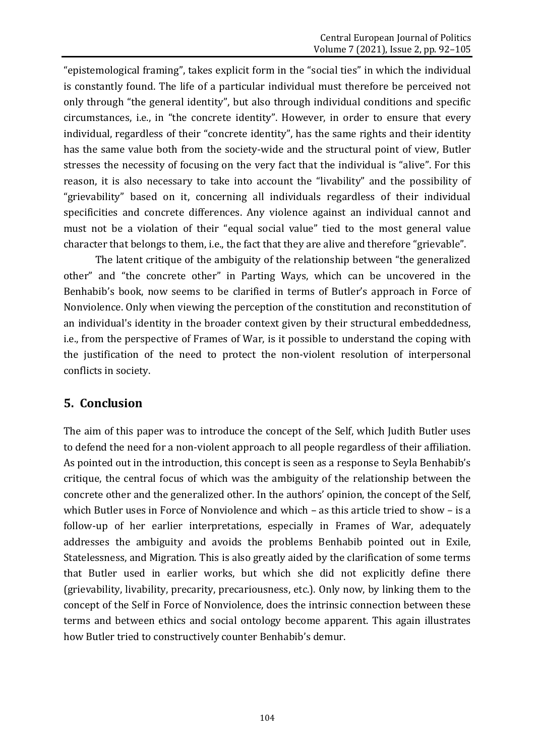"epistemological framing", takes explicit form in the "social ties" in which the individual is constantly found. The life of a particular individual must therefore be perceived not only through "the general identity", but also through individual conditions and specific circumstances, i.e., in "the concrete identity". However, in order to ensure that every individual, regardless of their "concrete identity", has the same rights and their identity has the same value both from the society-wide and the structural point of view, Butler stresses the necessity of focusing on the very fact that the individual is "alive". For this reason, it is also necessary to take into account the "livability" and the possibility of "grievability" based on it, concerning all individuals regardless of their individual specificities and concrete differences. Any violence against an individual cannot and must not be a violation of their "equal social value" tied to the most general value character that belongs to them, i.e., the fact that they are alive and therefore "grievable".

The latent critique of the ambiguity of the relationship between "the generalized other" and "the concrete other" in Parting Ways, which can be uncovered in the Benhabib's book, now seems to be clarified in terms of Butler's approach in Force of Nonviolence. Only when viewing the perception of the constitution and reconstitution of an individual's identity in the broader context given by their structural embeddedness, i.e., from the perspective of Frames of War, is it possible to understand the coping with the justification of the need to protect the non-violent resolution of interpersonal conflicts in society.

## 5. Conclusion

The aim of this paper was to introduce the concept of the Self, which Judith Butler uses to defend the need for a non-violent approach to all people regardless of their affiliation. As pointed out in the introduction, this concept is seen as a response to Seyla Benhabib's critique, the central focus of which was the ambiguity of the relationship between the concrete other and the generalized other. In the authors' opinion, the concept of the Self, which Butler uses in Force of Nonviolence and which – as this article tried to show – is a follow-up of her earlier interpretations, especially in Frames of War, adequately addresses the ambiguity and avoids the problems Benhabib pointed out in Exile, Statelessness, and Migration. This is also greatly aided by the clarification of some terms that Butler used in earlier works, but which she did not explicitly define there (grievability, livability, precarity, precariousness, etc.). Only now, by linking them to the concept of the Self in Force of Nonviolence, does the intrinsic connection between these terms and between ethics and social ontology become apparent. This again illustrates how Butler tried to constructively counter Benhabib's demur.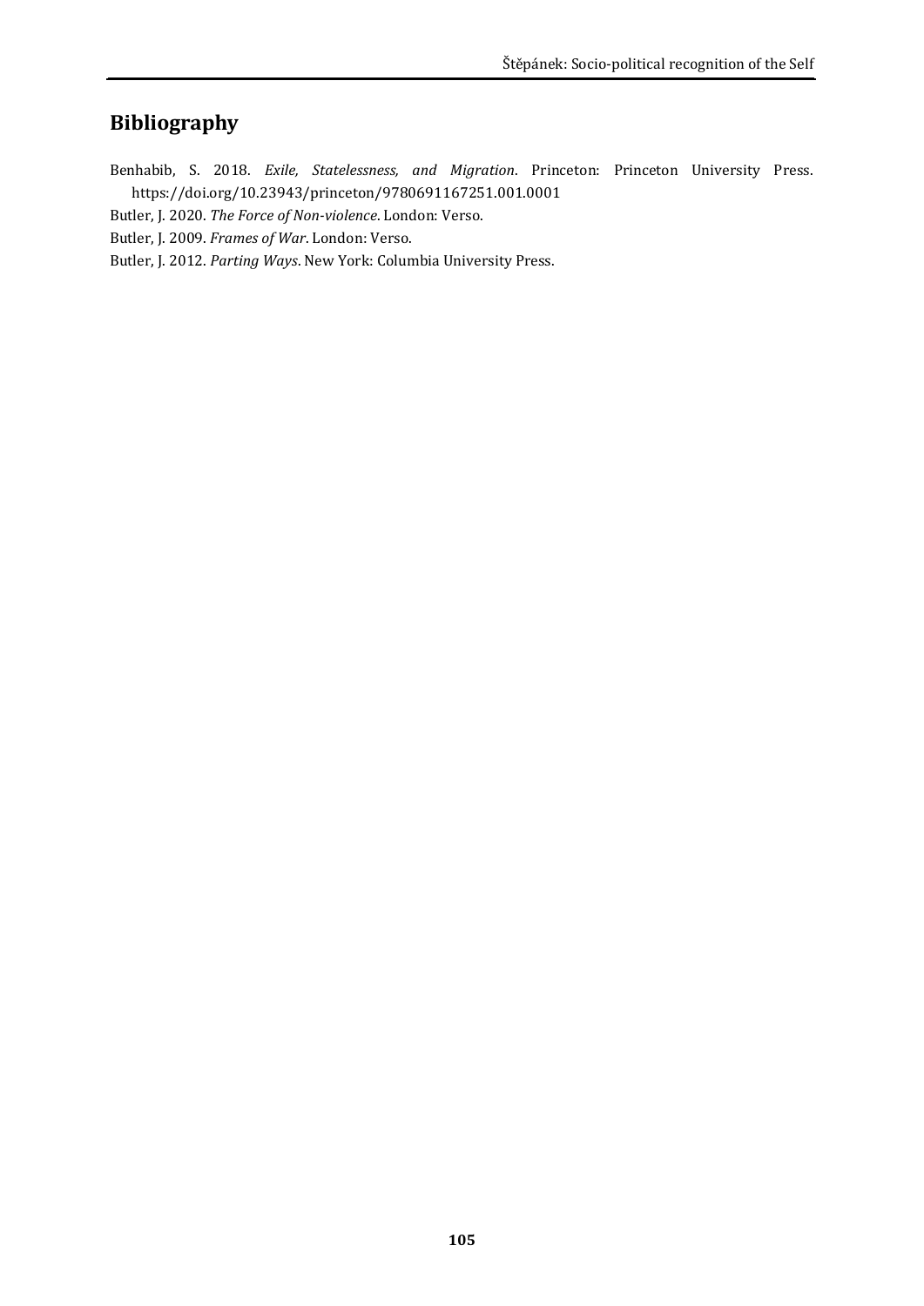## Bibliography

Benhabib, S. 2018. *Exile, Statelessness, and Migration*. Princeton: Princeton University Press. https://doi.org/10.23943/princeton/9780691167251.001.0001

Butler, J. 2020. *The Force of Non-violence*. London: Verso.

Butler, J. 2009. *Frames of War*. London: Verso.

Butler, J. 2012. *Parting Ways*. New York: Columbia University Press.